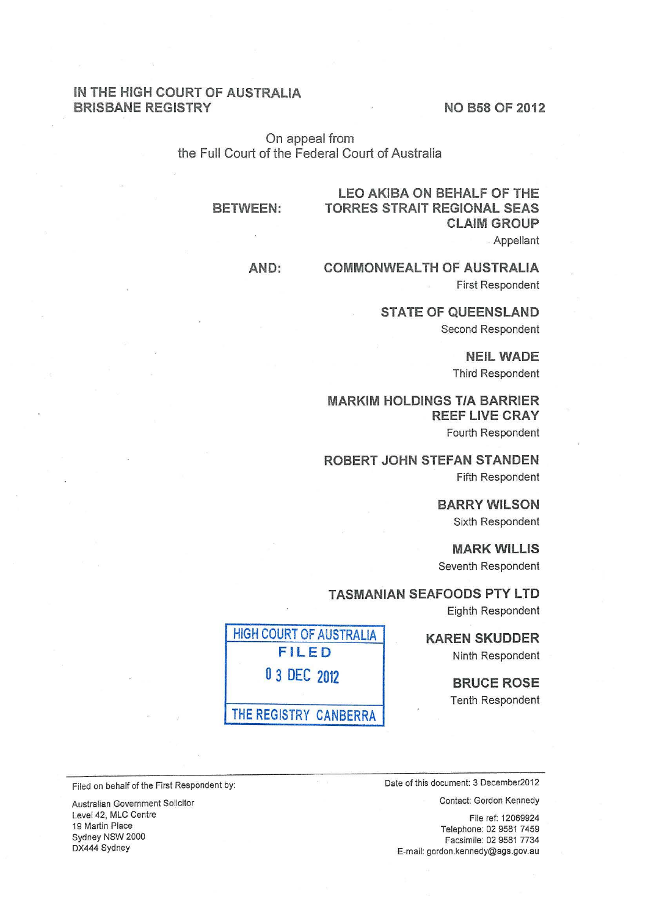IN THE HIGH COURT OF AUSTRALIA
BRISBANE REGISTRY

NO B58 OF 2012

On appeal from
the Full Court of the Federal Court of Australia

BETWEEN:

**LEO AKIBA ON BEHALF OF THE TORRES STRAIT REGIONAL SEAS CLAIM GROUP**
Appellant

AND:

**COMMONWEALTH OF AUSTRALIA**
First Respondent

**STATE OF QUEENSLAND**
Second Respondent

**NEIL WADE**
Third Respondent

**MARKIM HOLDINGS T/A BARRIER REEF LIVE CRAY**
Fourth Respondent

**ROBERT JOHN STEFAN STANDEN**
Fifth Respondent

**BARRY WILSON**
Sixth Respondent

**MARK WILLIS**
Seventh Respondent

**TASMANIAN SEAFOODS PTY LTD**
Eighth Respondent

**KAREN SKUDDER**
Ninth Respondent

**BRUCE ROSE**
Tenth Respondent

HIGH COURT OF AUSTRALIA
FILED
03 DEC 2012
THE REGISTRY CANBERRA

---

Filed on behalf of the First Respondent by:

Australian Government Solicitor
Level 42, MLC Centre
19 Martin Place
Sydney NSW 2000
DX444 Sydney

Date of this document: 3 December2012

Contact: Gordon Kennedy

File ref: 12069924
Telephone: 02 9581 7459
Facsimile: 02 9581 7734
E-mail: gordon.kennedy@ags.gov.au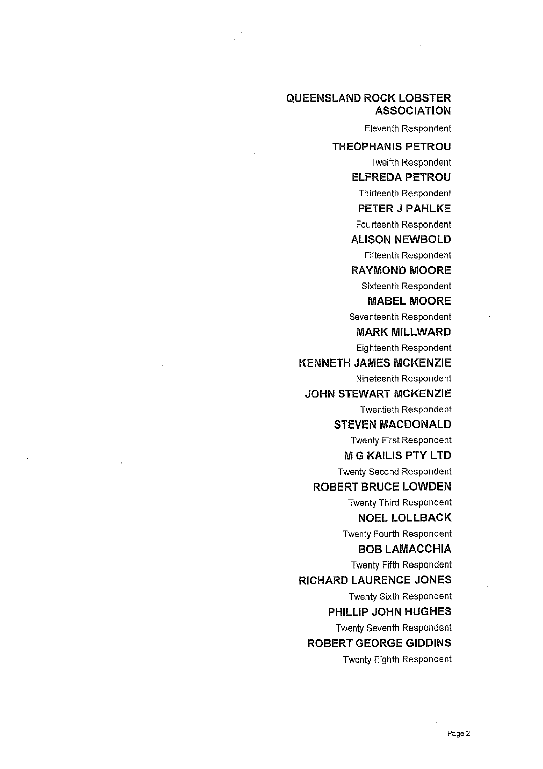**QUEENSLAND ROCK LOBSTER ASSOCIATION**

Eleventh Respondent

**THEOPHANIS PETROU**

Twelfth Respondent

**ELFREDA PETROU**

Thirteenth Respondent

**PETER J PAHLKE**

Fourteenth Respondent

**ALISON NEWBOLD**

Fifteenth Respondent

**RAYMOND MOORE**

Sixteenth Respondent

**MABEL MOORE**

Seventeenth Respondent

**MARK MILLWARD**

Eighteenth Respondent

**KENNETH JAMES MCKENZIE**

Nineteenth Respondent

**JOHN STEWART MCKENZIE**

Twentieth Respondent

**STEVEN MACDONALD**

Twenty First Respondent

**M G KAILIS PTY LTD**

Twenty Second Respondent

**ROBERT BRUCE LOWDEN**

Twenty Third Respondent

**NOEL LOLLBACK**

Twenty Fourth Respondent

**BOB LAMACCHIA**

Twenty Fifth Respondent

**RICHARD LAURENCE JONES**

Twenty Sixth Respondent

**PHILLIP JOHN HUGHES**

Twenty Seventh Respondent

**ROBERT GEORGE GIDDINS**

Twenty Eighth Respondent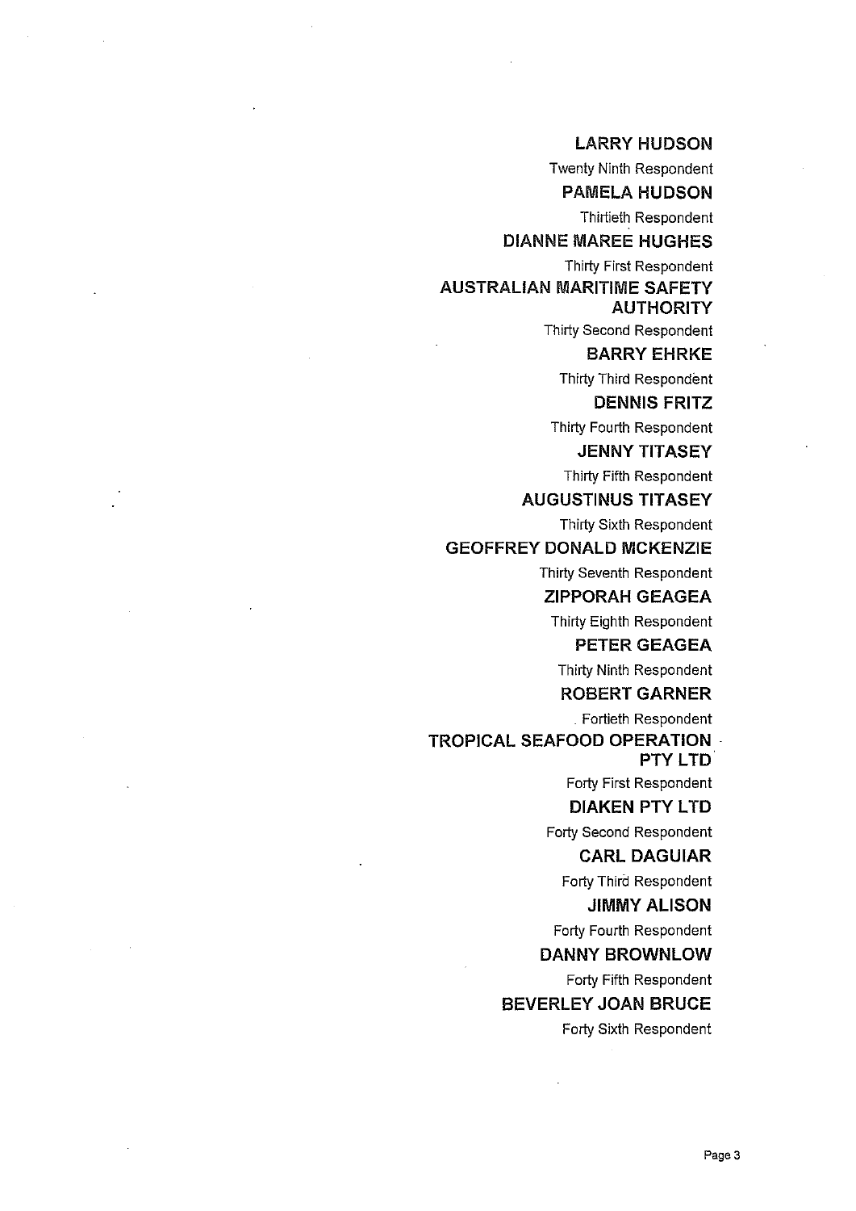**LARRY HUDSON**

Twenty Ninth Respondent

**PAMELA HUDSON**

Thirtieth Respondent

**DIANNE MAREE HUGHES**

Thirty First Respondent

**AUSTRALIAN MARITIME SAFETY AUTHORITY**

Thirty Second Respondent

**BARRY EHRKE**

Thirty Third Respondent

**DENNIS FRITZ**

Thirty Fourth Respondent

**JENNY TITASEY**

Thirty Fifth Respondent

**AUGUSTINUS TITASEY**

Thirty Sixth Respondent

**GEOFFREY DONALD MCKENZIE**

Thirty Seventh Respondent

**ZIPPORAH GEAGEA**

Thirty Eighth Respondent

**PETER GEAGEA**

Thirty Ninth Respondent

**ROBERT GARNER**

Fortieth Respondent

**TROPICAL SEAFOOD OPERATION PTY LTD**

Forty First Respondent

**DIAKEN PTY LTD**

Forty Second Respondent

**CARL DAGUIAR**

Forty Third Respondent

**JIMMY ALISON**

Forty Fourth Respondent

**DANNY BROWNLOW**

Forty Fifth Respondent

**BEVERLEY JOAN BRUCE**

Forty Sixth Respondent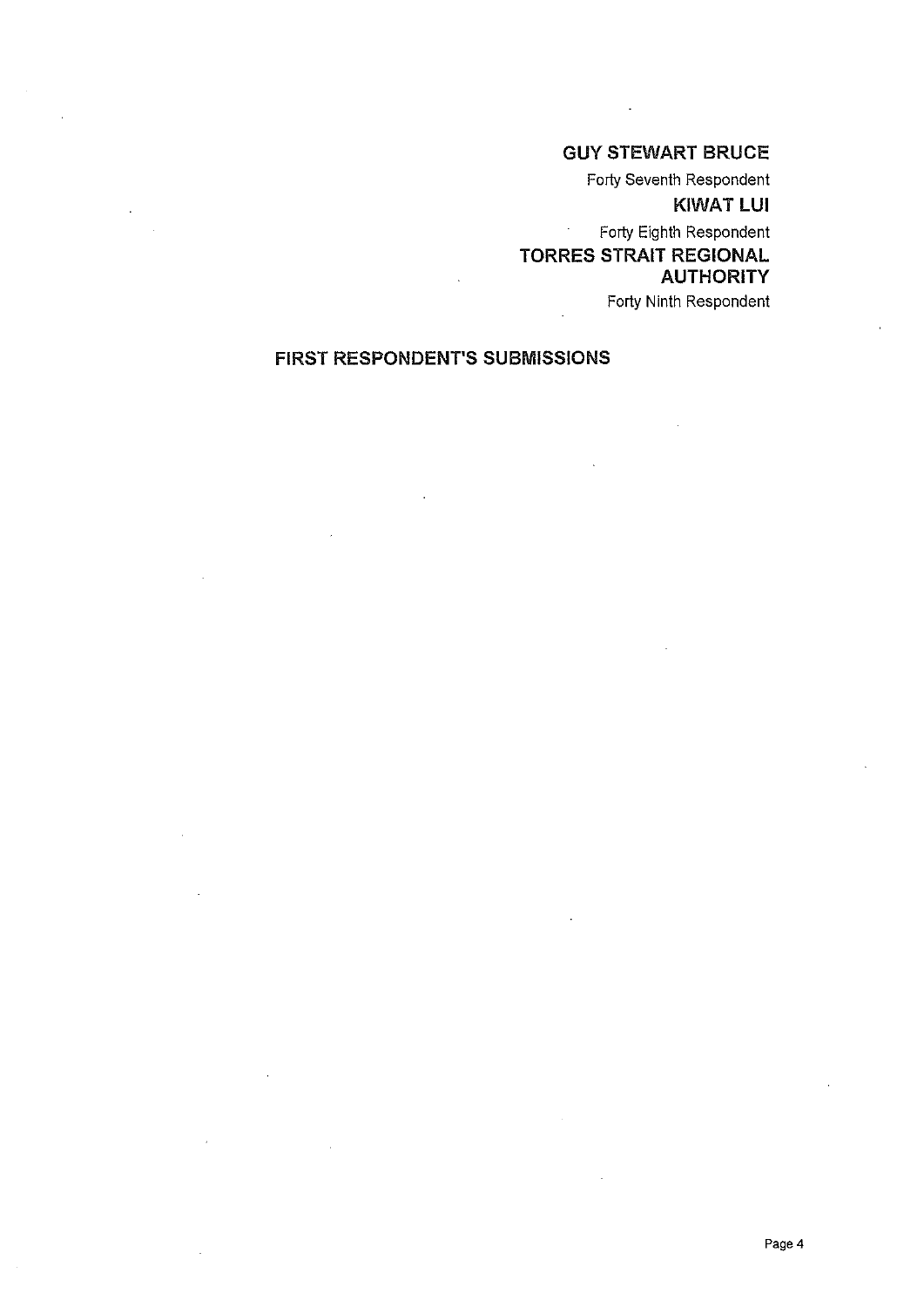**GUY STEWART BRUCE**

Forty Seventh Respondent

**KIWAT LUI**

Forty Eighth Respondent

**TORRES STRAIT REGIONAL AUTHORITY**

Forty Ninth Respondent

## FIRST RESPONDENT'S SUBMISSIONS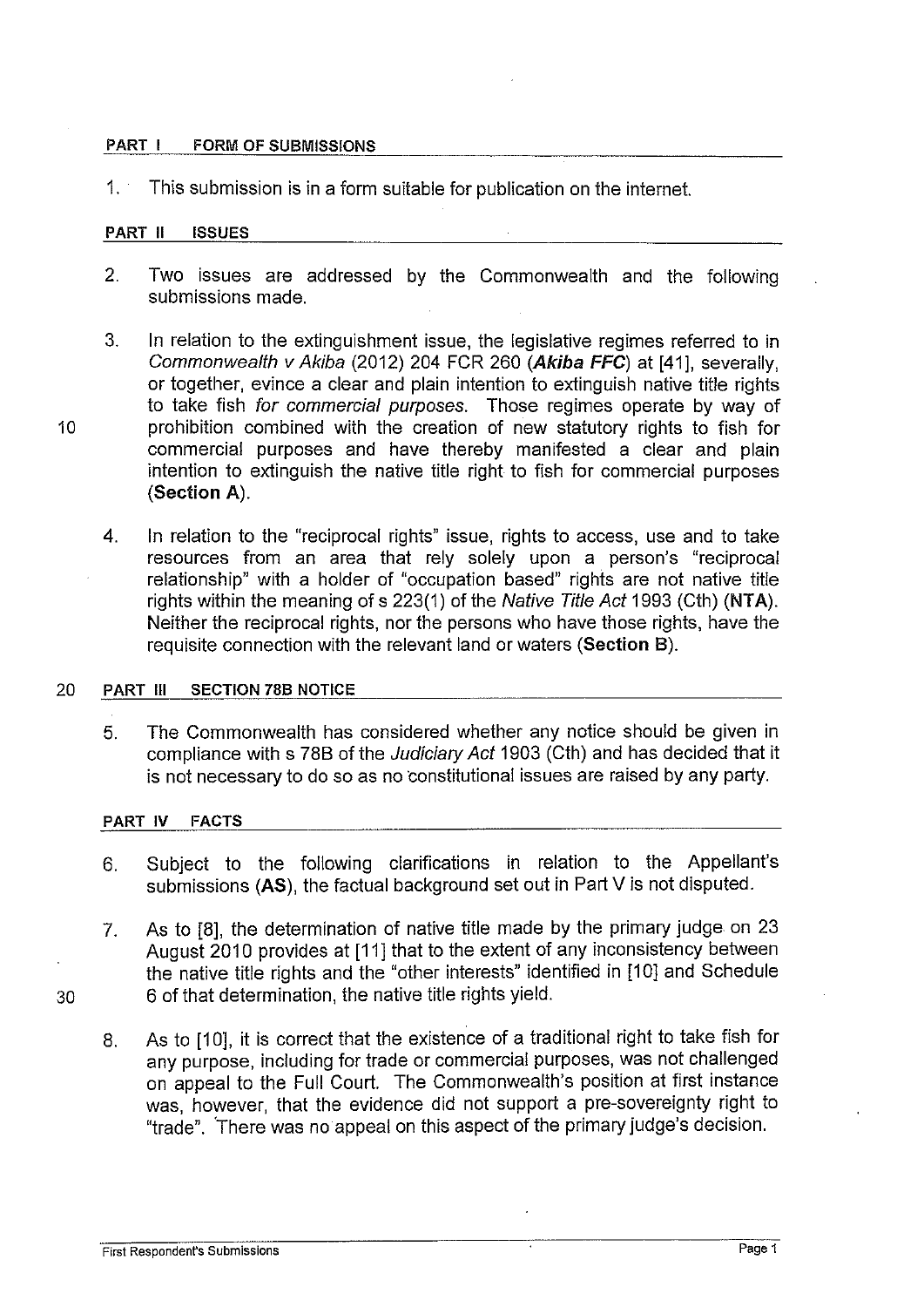## PART I FORM OF SUBMISSIONS

1. This submission is in a form suitable for publication on the internet.

## PART II ISSUES

2. Two issues are addressed by the Commonwealth and the following submissions made.

3. In relation to the extinguishment issue, the legislative regimes referred to in *Commonwealth v Akiba* (2012) 204 FCR 260 (***Akiba FFC***) at [41], severally, or together, evince a clear and plain intention to extinguish native title rights to take fish *for commercial purposes*. Those regimes operate by way of prohibition combined with the creation of new statutory rights to fish for commercial purposes and have thereby manifested a clear and plain intention to extinguish the native title right to fish for commercial purposes (**Section A**).

4. In relation to the "reciprocal rights" issue, rights to access, use and to take resources from an area that rely solely upon a person's "reciprocal relationship" with a holder of "occupation based" rights are not native title rights within the meaning of s 223(1) of the *Native Title Act* 1993 (Cth) (**NTA**). Neither the reciprocal rights, nor the persons who have those rights, have the requisite connection with the relevant land or waters (**Section B**).

## PART III SECTION 78B NOTICE

5. The Commonwealth has considered whether any notice should be given in compliance with s 78B of the *Judiciary Act* 1903 (Cth) and has decided that it is not necessary to do so as no constitutional issues are raised by any party.

## PART IV FACTS

6. Subject to the following clarifications in relation to the Appellant's submissions (**AS**), the factual background set out in Part V is not disputed.

7. As to [8], the determination of native title made by the primary judge on 23 August 2010 provides at [11] that to the extent of any inconsistency between the native title rights and the "other interests" identified in [10] and Schedule 6 of that determination, the native title rights yield.

8. As to [10], it is correct that the existence of a traditional right to take fish for any purpose, including for trade or commercial purposes, was not challenged on appeal to the Full Court. The Commonwealth's position at first instance was, however, that the evidence did not support a pre-sovereignty right to "trade". There was no appeal on this aspect of the primary judge's decision.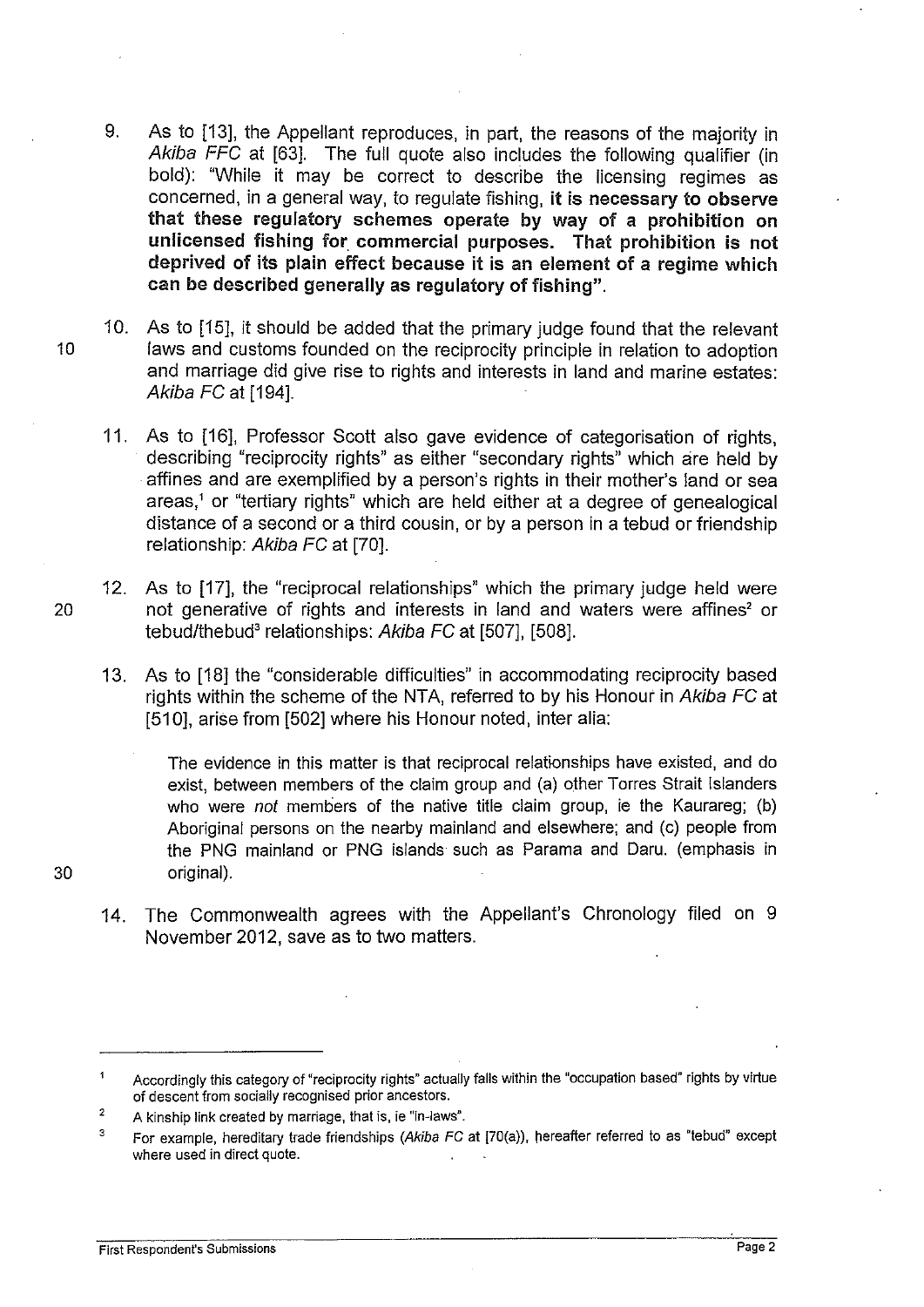9. As to [13], the Appellant reproduces, in part, the reasons of the majority in *Akiba FFC* at [63]. The full quote also includes the following qualifier (in bold): "While it may be correct to describe the licensing regimes as concerned, in a general way, to regulate fishing, **it is necessary to observe that these regulatory schemes operate by way of a prohibition on unlicensed fishing for commercial purposes. That prohibition is not deprived of its plain effect because it is an element of a regime which can be described generally as regulatory of fishing"**.

10. As to [15], it should be added that the primary judge found that the relevant laws and customs founded on the reciprocity principle in relation to adoption and marriage did give rise to rights and interests in land and marine estates: *Akiba FC* at [194].

11. As to [16], Professor Scott also gave evidence of categorisation of rights, describing "reciprocity rights" as either "secondary rights" which are held by affines and are exemplified by a person's rights in their mother's land or sea areas,[1] or "tertiary rights" which are held either at a degree of genealogical distance of a second or a third cousin, or by a person in a tebud or friendship relationship: *Akiba FC* at [70].

12. As to [17], the "reciprocal relationships" which the primary judge held were not generative of rights and interests in land and waters were affines[2] or tebud/thebud[3] relationships: *Akiba FC* at [507], [508].

13. As to [18] the "considerable difficulties" in accommodating reciprocity based rights within the scheme of the NTA, referred to by his Honour in *Akiba FC* at [510], arise from [502] where his Honour noted, inter alia:

> The evidence in this matter is that reciprocal relationships have existed, and do exist, between members of the claim group and (a) other Torres Strait Islanders who were *not* members of the native title claim group, ie the Kaurareg; (b) Aboriginal persons on the nearby mainland and elsewhere; and (c) people from the PNG mainland or PNG islands such as Parama and Daru. (emphasis in original).

14. The Commonwealth agrees with the Appellant's Chronology filed on 9 November 2012, save as to two matters.

---

[1] Accordingly this category of "reciprocity rights" actually falls within the "occupation based" rights by virtue of descent from socially recognised prior ancestors.

[2] A kinship link created by marriage, that is, ie "in-laws".

[3] For example, hereditary trade friendships (*Akiba FC* at [70(a)), hereafter referred to as "tebud" except where used in direct quote.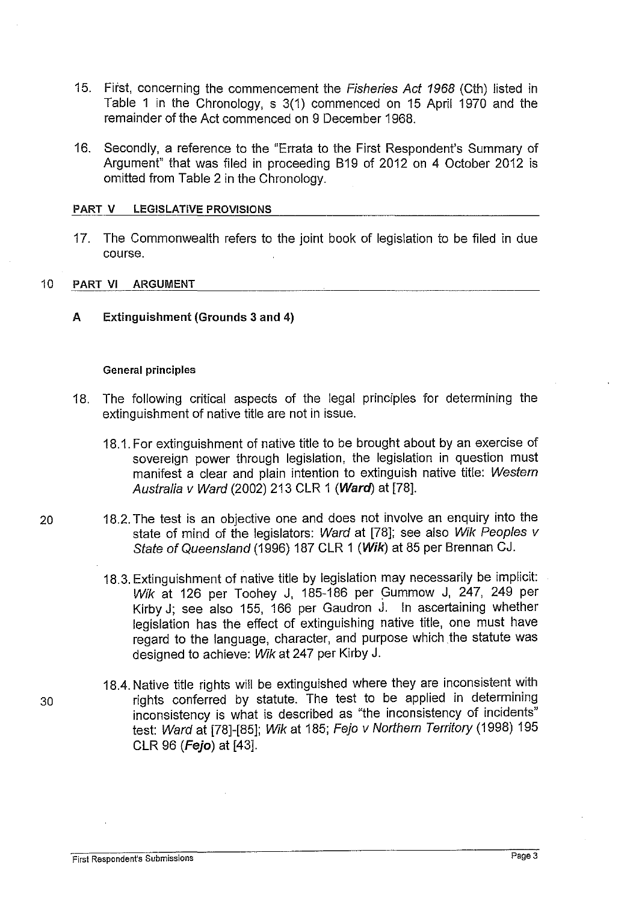15. First, concerning the commencement the *Fisheries Act 1968* (Cth) listed in Table 1 in the Chronology, s 3(1) commenced on 15 April 1970 and the remainder of the Act commenced on 9 December 1968.

16. Secondly, a reference to the "Errata to the First Respondent's Summary of Argument" that was filed in proceeding B19 of 2012 on 4 October 2012 is omitted from Table 2 in the Chronology.

## PART V LEGISLATIVE PROVISIONS

17. The Commonwealth refers to the joint book of legislation to be filed in due course.

## PART VI ARGUMENT

### A Extinguishment (Grounds 3 and 4)

#### General principles

18. The following critical aspects of the legal principles for determining the extinguishment of native title are not in issue.

    18.1. For extinguishment of native title to be brought about by an exercise of sovereign power through legislation, the legislation in question must manifest a clear and plain intention to extinguish native title: *Western Australia v Ward* (2002) 213 CLR 1 (***Ward***) at [78].

    18.2. The test is an objective one and does not involve an enquiry into the state of mind of the legislators: *Ward* at [78]; see also *Wik Peoples v State of Queensland* (1996) 187 CLR 1 (***Wik***) at 85 per Brennan CJ.

    18.3. Extinguishment of native title by legislation may necessarily be implicit: *Wik* at 126 per Toohey J, 185-186 per Gummow J, 247, 249 per Kirby J; see also 155, 166 per Gaudron J. In ascertaining whether legislation has the effect of extinguishing native title, one must have regard to the language, character, and purpose which the statute was designed to achieve: *Wik* at 247 per Kirby J.

    18.4. Native title rights will be extinguished where they are inconsistent with rights conferred by statute. The test to be applied in determining inconsistency is what is described as "the inconsistency of incidents" test: *Ward* at [78]-[85]; *Wik* at 185; *Fejo v Northern Territory* (1998) 195 CLR 96 (***Fejo***) at [43].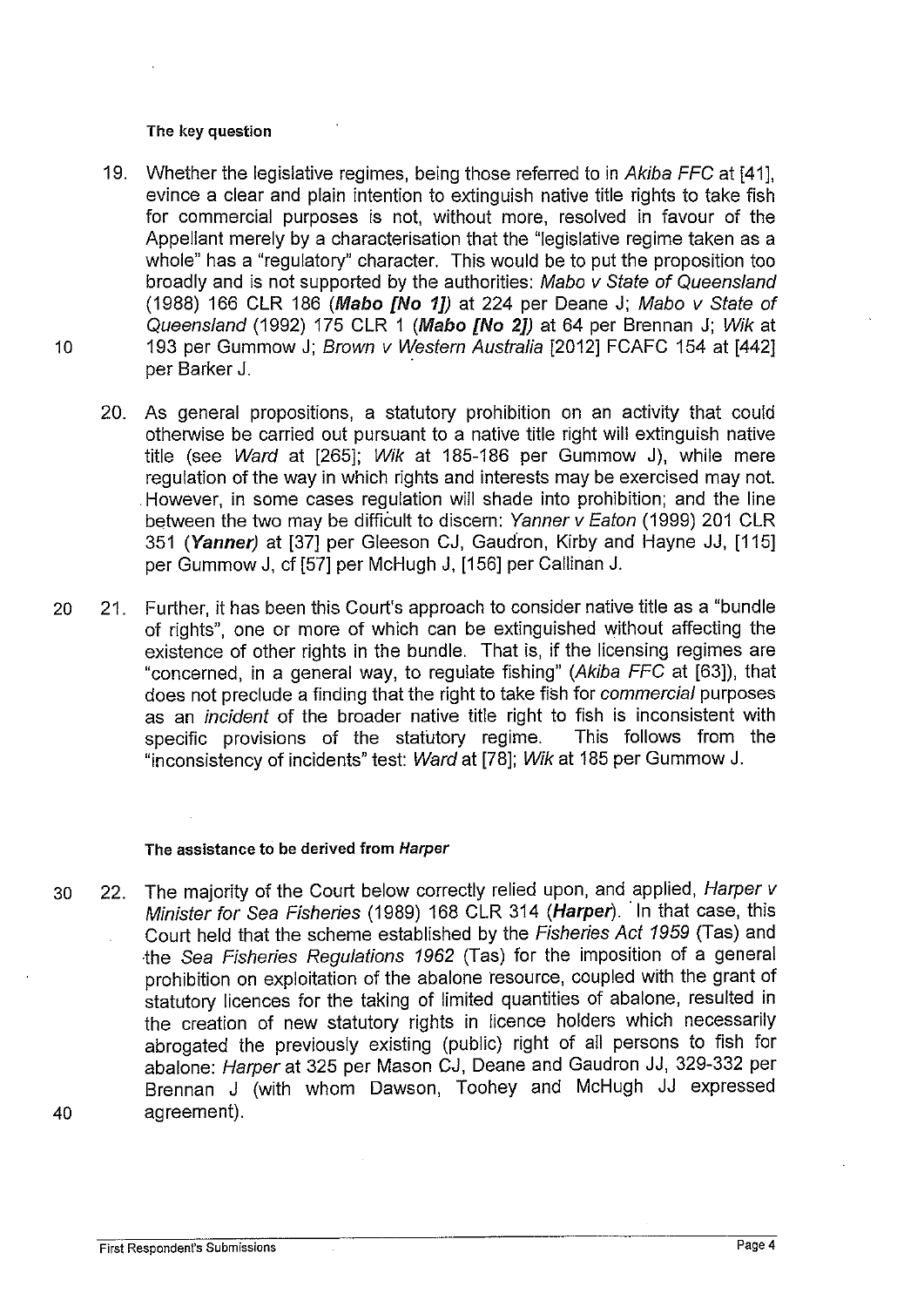#### The key question

19. Whether the legislative regimes, being those referred to in *Akiba FFC* at [41], evince a clear and plain intention to extinguish native title rights to take fish for commercial purposes is not, without more, resolved in favour of the Appellant merely by a characterisation that the "legislative regime taken as a whole" has a "regulatory" character. This would be to put the proposition too broadly and is not supported by the authorities: *Mabo v State of Queensland* (1988) 166 CLR 186 (***Mabo [No 1]***) at 224 per Deane J; *Mabo v State of Queensland* (1992) 175 CLR 1 (***Mabo [No 2]***) at 64 per Brennan J; *Wik* at 193 per Gummow J; *Brown v Western Australia* [2012] FCAFC 154 at [442] per Barker J.

20. As general propositions, a statutory prohibition on an activity that could otherwise be carried out pursuant to a native title right will extinguish native title (see *Ward* at [265]; *Wik* at 185-186 per Gummow J), while mere regulation of the way in which rights and interests may be exercised may not. However, in some cases regulation will shade into prohibition; and the line between the two may be difficult to discern: *Yanner v Eaton* (1999) 201 CLR 351 (***Yanner***) at [37] per Gleeson CJ, Gaudron, Kirby and Hayne JJ, [115] per Gummow J, cf [57] per McHugh J, [156] per Callinan J.

21. Further, it has been this Court's approach to consider native title as a "bundle of rights", one or more of which can be extinguished without affecting the existence of other rights in the bundle. That is, if the licensing regimes are "concerned, in a general way, to regulate fishing" (*Akiba FFC* at [63]), that does not preclude a finding that the right to take fish for *commercial* purposes as an *incident* of the broader native title right to fish is inconsistent with specific provisions of the statutory regime. This follows from the "inconsistency of incidents" test: *Ward* at [78]; *Wik* at 185 per Gummow J.

#### The assistance to be derived from *Harper*

22. The majority of the Court below correctly relied upon, and applied, *Harper v Minister for Sea Fisheries* (1989) 168 CLR 314 (***Harper***). In that case, this Court held that the scheme established by the *Fisheries Act 1959* (Tas) and the *Sea Fisheries Regulations 1962* (Tas) for the imposition of a general prohibition on exploitation of the abalone resource, coupled with the grant of statutory licences for the taking of limited quantities of abalone, resulted in the creation of new statutory rights in licence holders which necessarily abrogated the previously existing (public) right of all persons to fish for abalone: *Harper* at 325 per Mason CJ, Deane and Gaudron JJ, 329-332 per Brennan J (with whom Dawson, Toohey and McHugh JJ expressed agreement).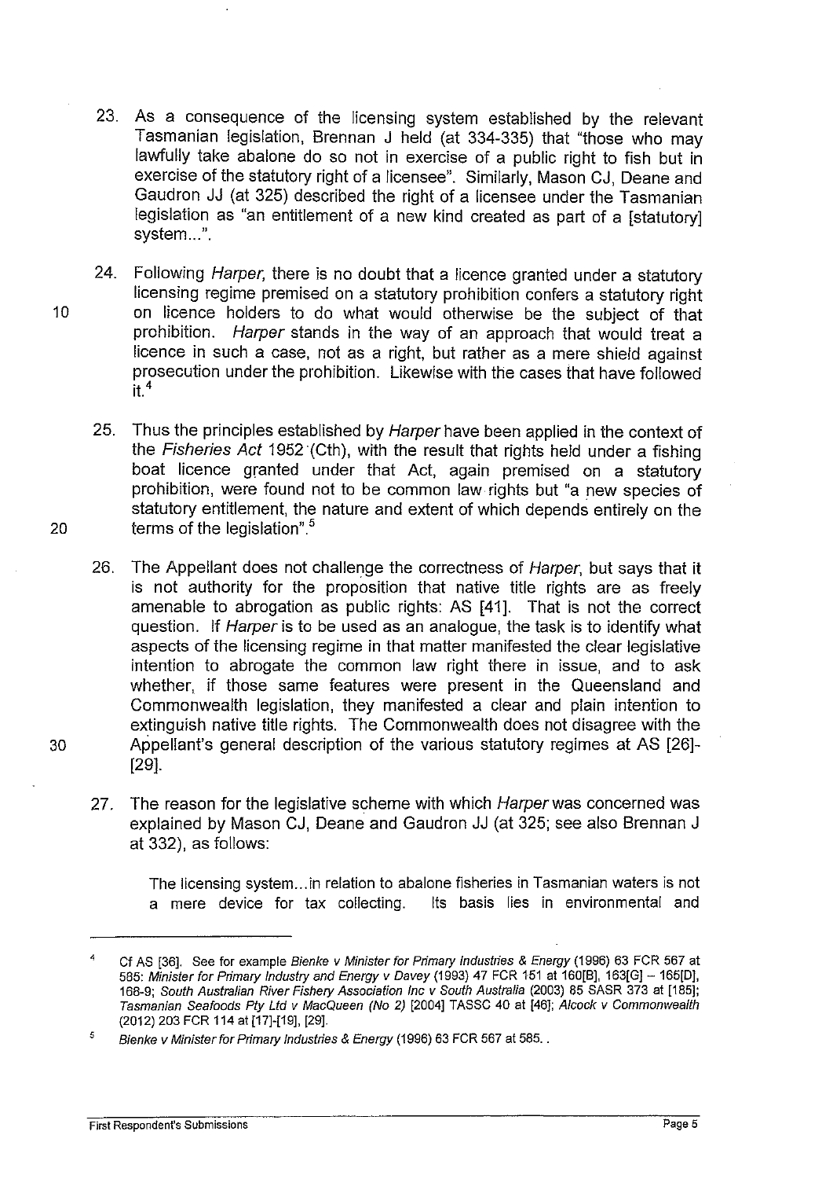23. As a consequence of the licensing system established by the relevant Tasmanian legislation, Brennan J held (at 334-335) that "those who may lawfully take abalone do so not in exercise of a public right to fish but in exercise of the statutory right of a licensee". Similarly, Mason CJ, Deane and Gaudron JJ (at 325) described the right of a licensee under the Tasmanian legislation as "an entitlement of a new kind created as part of a [statutory] system...".

24. Following *Harper*, there is no doubt that a licence granted under a statutory licensing regime premised on a statutory prohibition confers a statutory right on licence holders to do what would otherwise be the subject of that prohibition. *Harper* stands in the way of an approach that would treat a licence in such a case, not as a right, but rather as a mere shield against prosecution under the prohibition. Likewise with the cases that have followed it.[4]

25. Thus the principles established by *Harper* have been applied in the context of the *Fisheries Act* 1952 (Cth), with the result that rights held under a fishing boat licence granted under that Act, again premised on a statutory prohibition, were found not to be common law rights but "a new species of statutory entitlement, the nature and extent of which depends entirely on the terms of the legislation".[5]

26. The Appellant does not challenge the correctness of *Harper*, but says that it is not authority for the proposition that native title rights are as freely amenable to abrogation as public rights: AS [41]. That is not the correct question. If *Harper* is to be used as an analogue, the task is to identify what aspects of the licensing regime in that matter manifested the clear legislative intention to abrogate the common law right there in issue, and to ask whether, if those same features were present in the Queensland and Commonwealth legislation, they manifested a clear and plain intention to extinguish native title rights. The Commonwealth does not disagree with the Appellant's general description of the various statutory regimes at AS [26]-[29].

27. The reason for the legislative scheme with which *Harper* was concerned was explained by Mason CJ, Deane and Gaudron JJ (at 325; see also Brennan J at 332), as follows:

> The licensing system...in relation to abalone fisheries in Tasmanian waters is not a mere device for tax collecting. Its basis lies in environmental and

---

[4] Cf AS [36]. See for example *Bienke v Minister for Primary Industries & Energy* (1996) 63 FCR 567 at 585; *Minister for Primary Industry and Energy v Davey* (1993) 47 FCR 151 at 160[B], 163[G] – 165[D], 168-9; *South Australian River Fishery Association Inc v South Australia* (2003) 85 SASR 373 at [185]; *Tasmanian Seafoods Pty Ltd v MacQueen (No 2)* [2004] TASSC 40 at [46]; *Alcock v Commonwealth* (2012) 203 FCR 114 at [17]-[19], [29].

[5] *Bienke v Minister for Primary Industries & Energy* (1996) 63 FCR 567 at 585..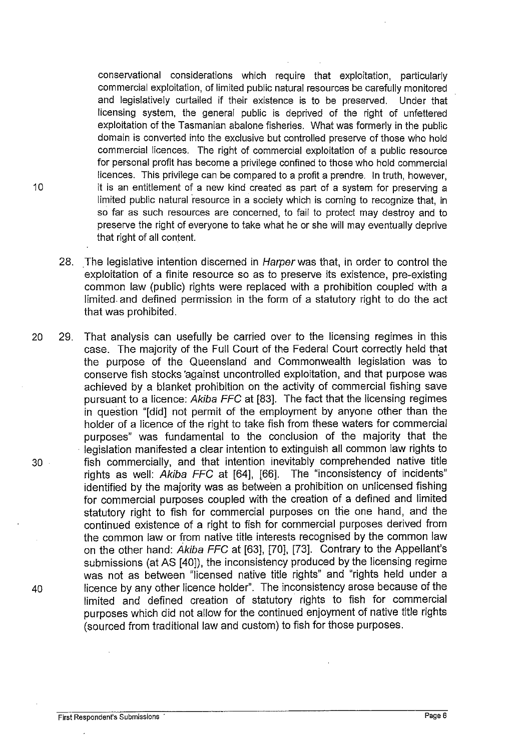> conservational considerations which require that exploitation, particularly commercial exploitation, of limited public natural resources be carefully monitored and legislatively curtailed if their existence is to be preserved. Under that licensing system, the general public is deprived of the right of unfettered exploitation of the Tasmanian abalone fisheries. What was formerly in the public domain is converted into the exclusive but controlled preserve of those who hold commercial licences. The right of commercial exploitation of a public resource for personal profit has become a privilege confined to those who hold commercial licences. This privilege can be compared to a profit a prendre. In truth, however, it is an entitlement of a new kind created as part of a system for preserving a limited public natural resource in a society which is coming to recognize that, in so far as such resources are concerned, to fail to protect may destroy and to preserve the right of everyone to take what he or she will may eventually deprive that right of all content.

28. The legislative intention discerned in *Harper* was that, in order to control the exploitation of a finite resource so as to preserve its existence, pre-existing common law (public) rights were replaced with a prohibition coupled with a limited and defined permission in the form of a statutory right to do the act that was prohibited.

29. That analysis can usefully be carried over to the licensing regimes in this case. The majority of the Full Court of the Federal Court correctly held that the purpose of the Queensland and Commonwealth legislation was to conserve fish stocks against uncontrolled exploitation, and that purpose was achieved by a blanket prohibition on the activity of commercial fishing save pursuant to a licence: *Akiba FFC* at [83]. The fact that the licensing regimes in question "[did] not permit of the employment by anyone other than the holder of a licence of the right to take fish from these waters for commercial purposes" was fundamental to the conclusion of the majority that the legislation manifested a clear intention to extinguish all common law rights to fish commercially, and that intention inevitably comprehended native title rights as well: *Akiba FFC* at [64], [66]. The "inconsistency of incidents" identified by the majority was as between a prohibition on unlicensed fishing for commercial purposes coupled with the creation of a defined and limited statutory right to fish for commercial purposes on the one hand, and the continued existence of a right to fish for commercial purposes derived from the common law or from native title interests recognised by the common law on the other hand: *Akiba FFC* at [63], [70], [73]. Contrary to the Appellant's submissions (at AS [40]), the inconsistency produced by the licensing regime was not as between "licensed native title rights" and "rights held under a licence by any other licence holder". The inconsistency arose because of the limited and defined creation of statutory rights to fish for commercial purposes which did not allow for the continued enjoyment of native title rights (sourced from traditional law and custom) to fish for those purposes.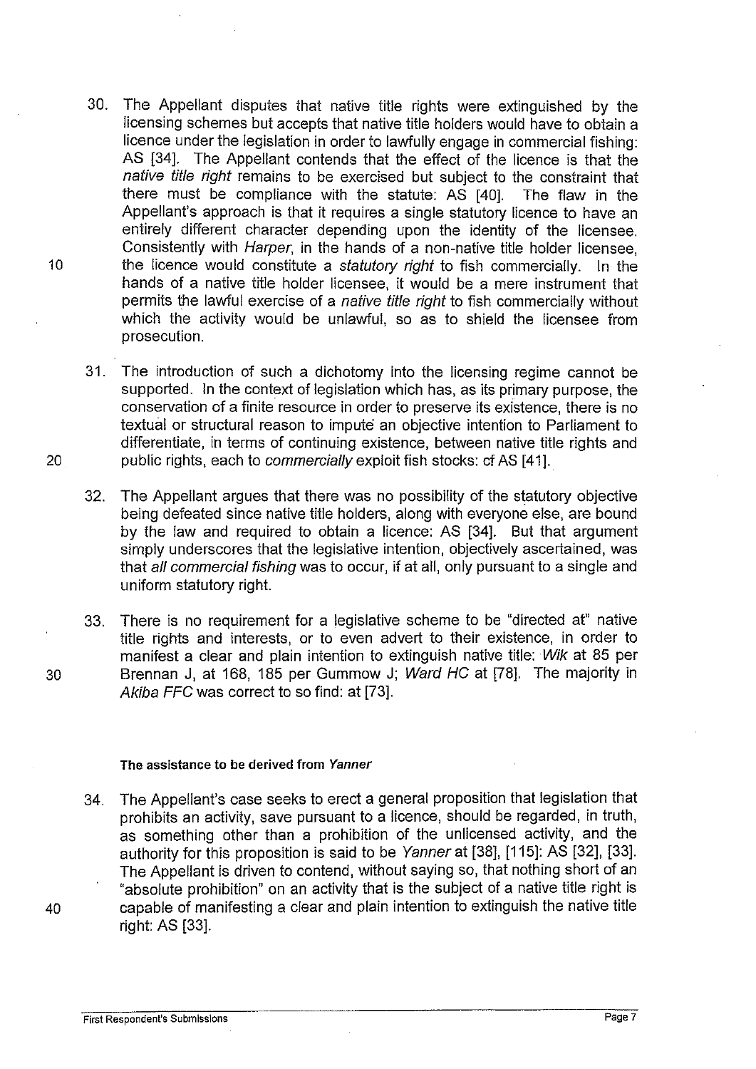30. The Appellant disputes that native title rights were extinguished by the licensing schemes but accepts that native title holders would have to obtain a licence under the legislation in order to lawfully engage in commercial fishing: AS [34]. The Appellant contends that the effect of the licence is that the *native title right* remains to be exercised but subject to the constraint that there must be compliance with the statute: AS [40]. The flaw in the Appellant's approach is that it requires a single statutory licence to have an entirely different character depending upon the identity of the licensee. Consistently with *Harper*, in the hands of a non-native title holder licensee, the licence would constitute a *statutory right* to fish commercially. In the hands of a native title holder licensee, it would be a mere instrument that permits the lawful exercise of a *native title right* to fish commercially without which the activity would be unlawful, so as to shield the licensee from prosecution.

31. The introduction of such a dichotomy into the licensing regime cannot be supported. In the context of legislation which has, as its primary purpose, the conservation of a finite resource in order to preserve its existence, there is no textual or structural reason to impute an objective intention to Parliament to differentiate, in terms of continuing existence, between native title rights and public rights, each to *commercially* exploit fish stocks: cf AS [41].

32. The Appellant argues that there was no possibility of the statutory objective being defeated since native title holders, along with everyone else, are bound by the law and required to obtain a licence: AS [34]. But that argument simply underscores that the legislative intention, objectively ascertained, was that *all commercial fishing* was to occur, if at all, only pursuant to a single and uniform statutory right.

33. There is no requirement for a legislative scheme to be "directed at" native title rights and interests, or to even advert to their existence, in order to manifest a clear and plain intention to extinguish native title: *Wik* at 85 per Brennan J, at 168, 185 per Gummow J; *Ward HC* at [78]. The majority in *Akiba FFC* was correct to so find: at [73].

#### The assistance to be derived from *Yanner*

34. The Appellant's case seeks to erect a general proposition that legislation that prohibits an activity, save pursuant to a licence, should be regarded, in truth, as something other than a prohibition of the unlicensed activity, and the authority for this proposition is said to be *Yanner* at [38], [115]: AS [32], [33]. The Appellant is driven to contend, without saying so, that nothing short of an "absolute prohibition" on an activity that is the subject of a native title right is capable of manifesting a clear and plain intention to extinguish the native title right: AS [33].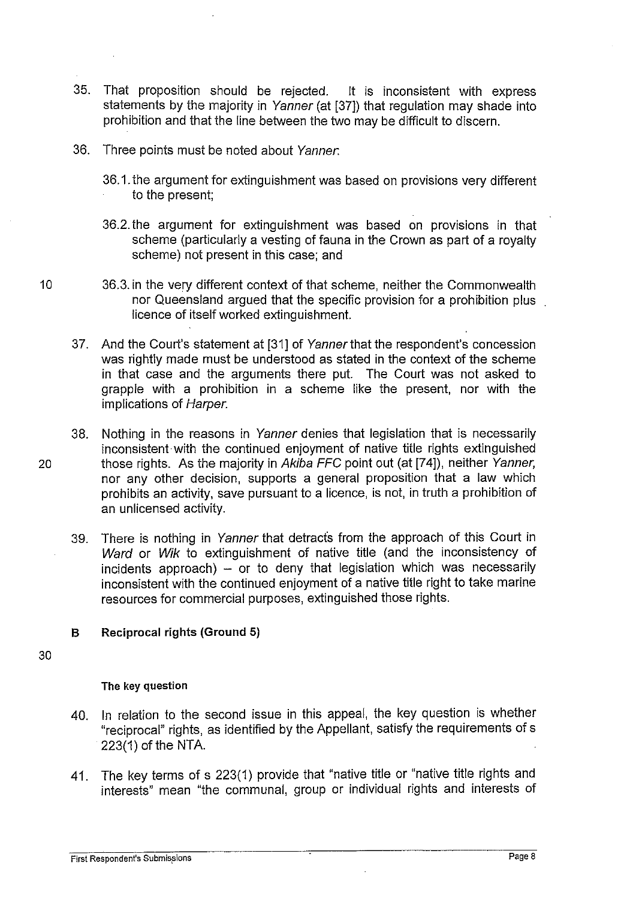35. That proposition should be rejected. It is inconsistent with express statements by the majority in *Yanner* (at [37]) that regulation may shade into prohibition and that the line between the two may be difficult to discern.

36. Three points must be noted about *Yanner*:

    36.1. the argument for extinguishment was based on provisions very different to the present;

    36.2. the argument for extinguishment was based on provisions in that scheme (particularly a vesting of fauna in the Crown as part of a royalty scheme) not present in this case; and

    36.3. in the very different context of that scheme, neither the Commonwealth nor Queensland argued that the specific provision for a prohibition plus licence of itself worked extinguishment.

37. And the Court's statement at [31] of *Yanner* that the respondent's concession was rightly made must be understood as stated in the context of the scheme in that case and the arguments there put. The Court was not asked to grapple with a prohibition in a scheme like the present, nor with the implications of *Harper*.

38. Nothing in the reasons in *Yanner* denies that legislation that is necessarily inconsistent with the continued enjoyment of native title rights extinguished those rights. As the majority in *Akiba FFC* point out (at [74]), neither *Yanner*, nor any other decision, supports a general proposition that a law which prohibits an activity, save pursuant to a licence, is not, in truth a prohibition of an unlicensed activity.

39. There is nothing in *Yanner* that detracts from the approach of this Court in *Ward* or *Wik* to extinguishment of native title (and the inconsistency of incidents approach) – or to deny that legislation which was necessarily inconsistent with the continued enjoyment of a native title right to take marine resources for commercial purposes, extinguished those rights.

### B Reciprocal rights (Ground 5)

#### The key question

40. In relation to the second issue in this appeal, the key question is whether "reciprocal" rights, as identified by the Appellant, satisfy the requirements of s 223(1) of the NTA.

41. The key terms of s 223(1) provide that "native title or "native title rights and interests" mean "the communal, group or individual rights and interests of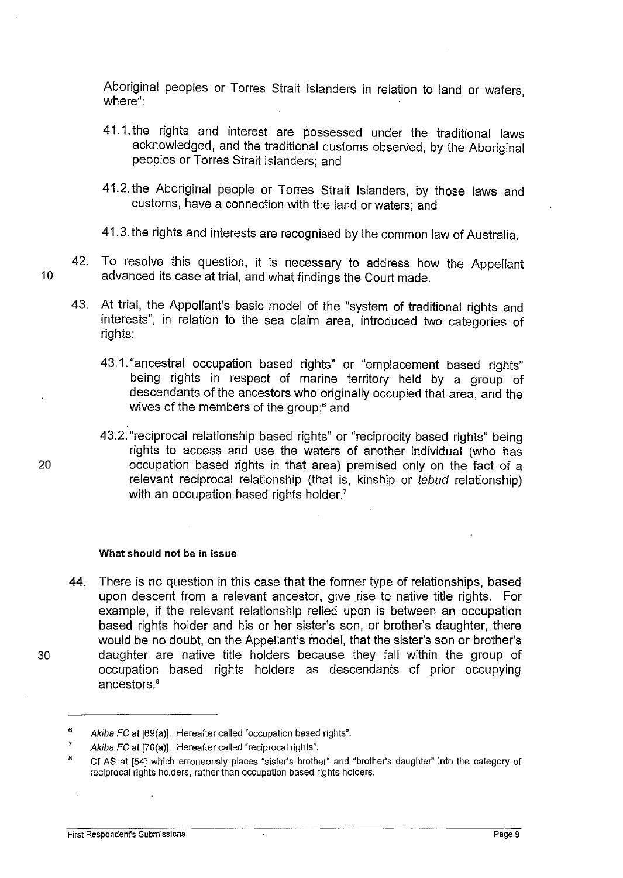Aboriginal peoples or Torres Strait Islanders in relation to land or waters, where":

41.1. the rights and interest are possessed under the traditional laws acknowledged, and the traditional customs observed, by the Aboriginal peoples or Torres Strait Islanders; and

41.2. the Aboriginal people or Torres Strait Islanders, by those laws and customs, have a connection with the land or waters; and

41.3. the rights and interests are recognised by the common law of Australia.

42. To resolve this question, it is necessary to address how the Appellant advanced its case at trial, and what findings the Court made.

43. At trial, the Appellant's basic model of the "system of traditional rights and interests", in relation to the sea claim area, introduced two categories of rights:

43.1. "ancestral occupation based rights" or "emplacement based rights" being rights in respect of marine territory held by a group of descendants of the ancestors who originally occupied that area, and the wives of the members of the group;[6] and

43.2. "reciprocal relationship based rights" or "reciprocity based rights" being rights to access and use the waters of another individual (who has occupation based rights in that area) premised only on the fact of a relevant reciprocal relationship (that is, kinship or *tebud* relationship) with an occupation based rights holder.[7]

#### What should not be in issue

44. There is no question in this case that the former type of relationships, based upon descent from a relevant ancestor, give rise to native title rights. For example, if the relevant relationship relied upon is between an occupation based rights holder and his or her sister's son, or brother's daughter, there would be no doubt, on the Appellant's model, that the sister's son or brother's daughter are native title holders because they fall within the group of occupation based rights holders as descendants of prior occupying ancestors.[8]

---

[6] *Akiba FC* at [69(a)]. Hereafter called "occupation based rights".

[7] *Akiba FC* at [70(a)]. Hereafter called "reciprocal rights".

[8] Cf AS at [54] which erroneously places "sister's brother" and "brother's daughter" into the category of reciprocal rights holders, rather than occupation based rights holders.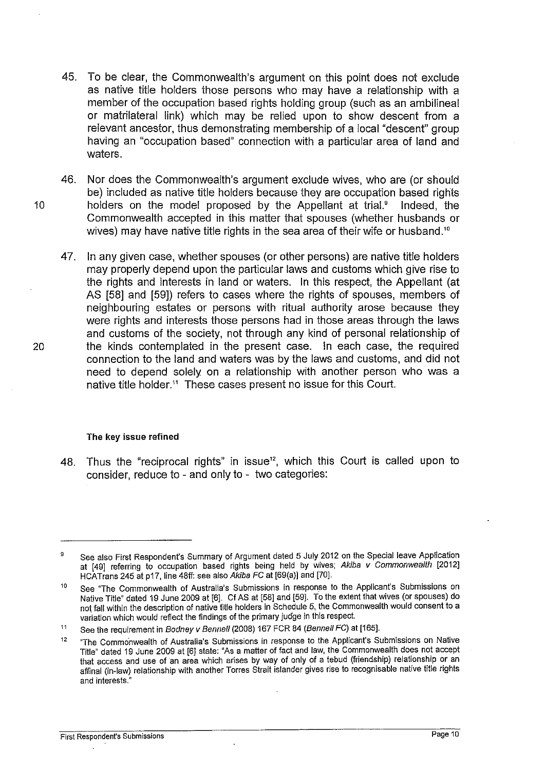45. To be clear, the Commonwealth's argument on this point does not exclude as native title holders those persons who may have a relationship with a member of the occupation based rights holding group (such as an ambilineal or matrilateral link) which may be relied upon to show descent from a relevant ancestor, thus demonstrating membership of a local "descent" group having an "occupation based" connection with a particular area of land and waters.

46. Nor does the Commonwealth's argument exclude wives, who are (or should be) included as native title holders because they are occupation based rights holders on the model proposed by the Appellant at trial.[9] Indeed, the Commonwealth accepted in this matter that spouses (whether husbands or wives) may have native title rights in the sea area of their wife or husband.[10]

47. In any given case, whether spouses (or other persons) are native title holders may properly depend upon the particular laws and customs which give rise to the rights and interests in land or waters. In this respect, the Appellant (at AS [58] and [59]) refers to cases where the rights of spouses, members of neighbouring estates or persons with ritual authority arose because they were rights and interests those persons had in those areas through the laws and customs of the society, not through any kind of personal relationship of the kinds contemplated in the present case. In each case, the required connection to the land and waters was by the laws and customs, and did not need to depend solely on a relationship with another person who was a native title holder.[11] These cases present no issue for this Court.

#### The key issue refined

48. Thus the "reciprocal rights" in issue[12], which this Court is called upon to consider, reduce to - and only to - two categories:

---

[9] See also First Respondent's Summary of Argument dated 5 July 2012 on the Special leave Application at [49] referring to occupation based rights being held by wives; *Akiba v Commonwealth* [2012] HCATrans 245 at p17, line 48ff: see also *Akiba FC* at [69(a)] and [70].

[10] See "The Commonwealth of Australia's Submissions in response to the Applicant's Submissions on Native Title" dated 19 June 2009 at [6]. Cf AS at [58] and [59]. To the extent that wives (or spouses) do not fall within the description of native title holders in Schedule 5, the Commonwealth would consent to a variation which would reflect the findings of the primary judge in this respect.

[11] See the requirement in *Bodney v Bennell* (2008) 167 FCR 84 (*Bennell FC*) at [165].

[12] "The Commonwealth of Australia's Submissions in response to the Applicant's Submissions on Native Title" dated 19 June 2009 at [6] state: "As a matter of fact and law, the Commonwealth does not accept that access and use of an area which arises by way of only of a tebud (friendship) relationship or an affinal (in-law) relationship with another Torres Strait islander gives rise to recognisable native title rights and interests."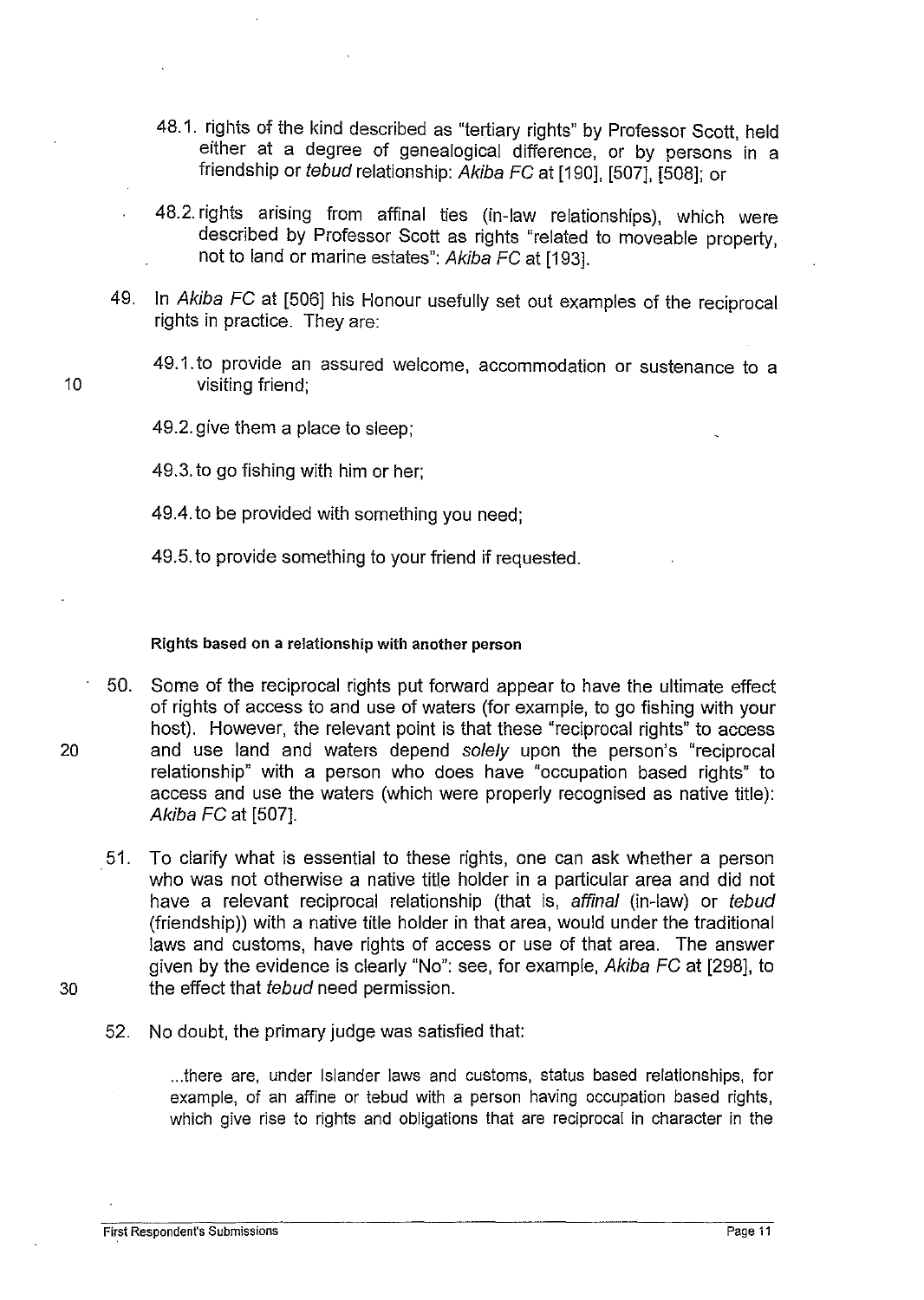48.1. rights of the kind described as "tertiary rights" by Professor Scott, held either at a degree of genealogical difference, or by persons in a friendship or *tebud* relationship: *Akiba FC* at [190], [507], [508]; or

48.2. rights arising from affinal ties (in-law relationships), which were described by Professor Scott as rights "related to moveable property, not to land or marine estates": *Akiba FC* at [193].

49. In *Akiba FC* at [506] his Honour usefully set out examples of the reciprocal rights in practice. They are:

49.1. to provide an assured welcome, accommodation or sustenance to a visiting friend;

49.2. give them a place to sleep;

49.3. to go fishing with him or her;

49.4. to be provided with something you need;

49.5. to provide something to your friend if requested.

#### Rights based on a relationship with another person

50. Some of the reciprocal rights put forward appear to have the ultimate effect of rights of access to and use of waters (for example, to go fishing with your host). However, the relevant point is that these "reciprocal rights" to access and use land and waters depend *solely* upon the person's "reciprocal relationship" with a person who does have "occupation based rights" to access and use the waters (which were properly recognised as native title): *Akiba FC* at [507].

51. To clarify what is essential to these rights, one can ask whether a person who was not otherwise a native title holder in a particular area and did not have a relevant reciprocal relationship (that is, *affinal* (in-law) or *tebud* (friendship)) with a native title holder in that area, would under the traditional laws and customs, have rights of access or use of that area. The answer given by the evidence is clearly "No": see, for example, *Akiba FC* at [298], to the effect that *tebud* need permission.

52. No doubt, the primary judge was satisfied that:

> ...there are, under Islander laws and customs, status based relationships, for example, of an affine or tebud with a person having occupation based rights, which give rise to rights and obligations that are reciprocal in character in the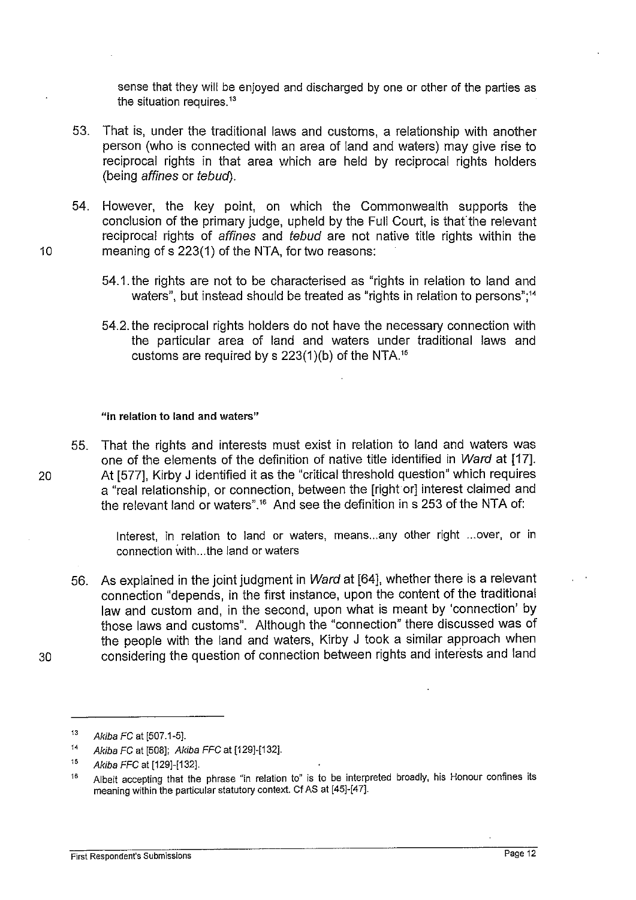sense that they will be enjoyed and discharged by one or other of the parties as the situation requires.[13]

53. That is, under the traditional laws and customs, a relationship with another person (who is connected with an area of land and waters) may give rise to reciprocal rights in that area which are held by reciprocal rights holders (being *affines* or *tebud*).

54. However, the key point, on which the Commonwealth supports the conclusion of the primary judge, upheld by the Full Court, is that the relevant reciprocal rights of *affines* and *tebud* are not native title rights within the meaning of s 223(1) of the NTA, for two reasons:

54.1. the rights are not to be characterised as "rights in relation to land and waters", but instead should be treated as "rights in relation to persons";[14]

54.2. the reciprocal rights holders do not have the necessary connection with the particular area of land and waters under traditional laws and customs are required by s 223(1)(b) of the NTA.[15]

**"in relation to land and waters"**

55. That the rights and interests must exist in relation to land and waters was one of the elements of the definition of native title identified in *Ward* at [17]. At [577], Kirby J identified it as the "critical threshold question" which requires a "real relationship, or connection, between the [right or] interest claimed and the relevant land or waters".[16] And see the definition in s 253 of the NTA of:

> Interest, in relation to land or waters, means...any other right ...over, or in connection with...the land or waters

56. As explained in the joint judgment in *Ward* at [64], whether there is a relevant connection "depends, in the first instance, upon the content of the traditional law and custom and, in the second, upon what is meant by 'connection' by those laws and customs". Although the "connection" there discussed was of the people with the land and waters, Kirby J took a similar approach when considering the question of connection between rights and interests and land

---

[13] *Akiba FC* at [507.1-5].

[14] *Akiba FC* at [508]; *Akiba FFC* at [129]-[132].

[15] *Akiba FFC* at [129]-[132].

[16] Albeit accepting that the phrase "in relation to" is to be interpreted broadly, his Honour confines its meaning within the particular statutory context. Cf AS at [45]-[47].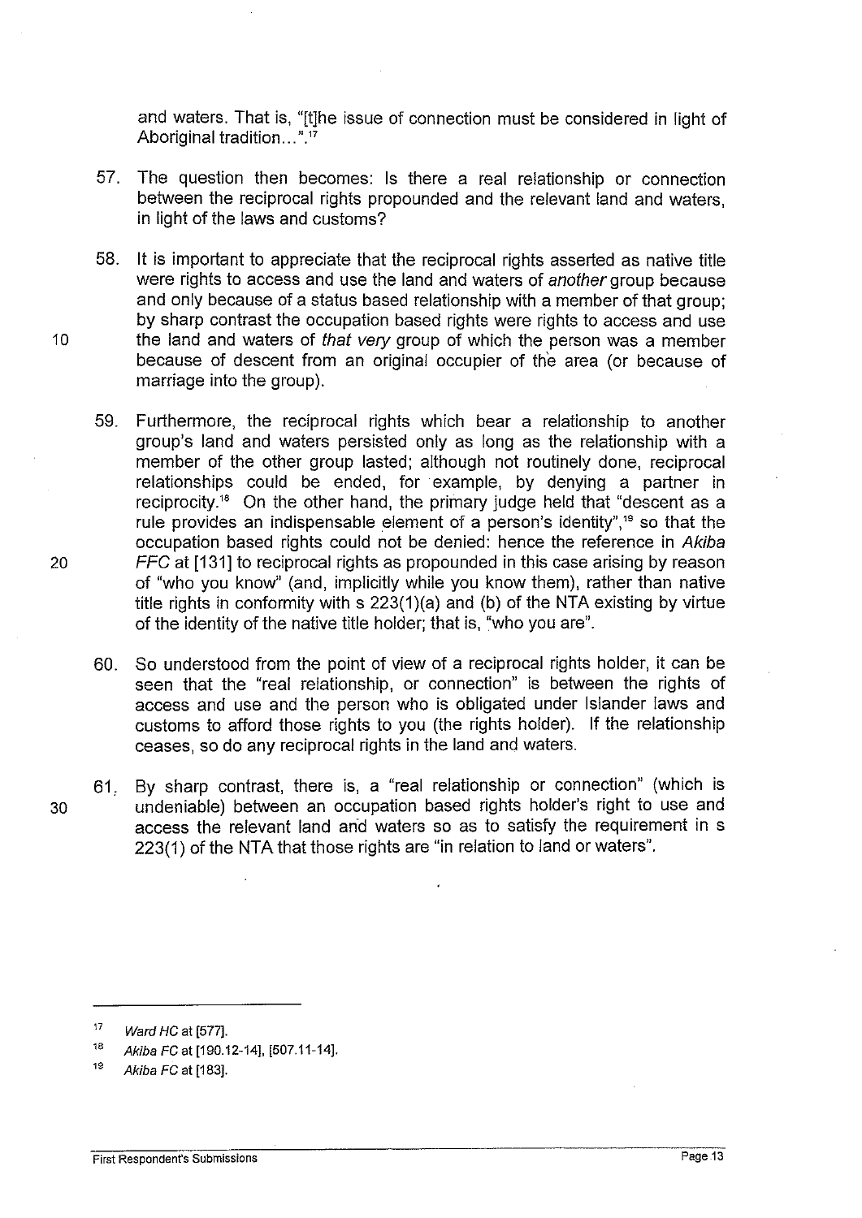and waters. That is, "[t]he issue of connection must be considered in light of Aboriginal tradition…".[17]

57. The question then becomes: Is there a real relationship or connection between the reciprocal rights propounded and the relevant land and waters, in light of the laws and customs?

58. It is important to appreciate that the reciprocal rights asserted as native title were rights to access and use the land and waters of *another* group because and only because of a status based relationship with a member of that group; by sharp contrast the occupation based rights were rights to access and use the land and waters of *that very* group of which the person was a member because of descent from an original occupier of the area (or because of marriage into the group).

59. Furthermore, the reciprocal rights which bear a relationship to another group's land and waters persisted only as long as the relationship with a member of the other group lasted; although not routinely done, reciprocal relationships could be ended, for example, by denying a partner in reciprocity.[18] On the other hand, the primary judge held that "descent as a rule provides an indispensable element of a person's identity",[19] so that the occupation based rights could not be denied: hence the reference in *Akiba FFC* at [131] to reciprocal rights as propounded in this case arising by reason of "who you know" (and, implicitly while you know them), rather than native title rights in conformity with s 223(1)(a) and (b) of the NTA existing by virtue of the identity of the native title holder; that is, "who you are".

60. So understood from the point of view of a reciprocal rights holder, it can be seen that the "real relationship, or connection" is between the rights of access and use and the person who is obligated under Islander laws and customs to afford those rights to you (the rights holder). If the relationship ceases, so do any reciprocal rights in the land and waters.

61. By sharp contrast, there is, a "real relationship or connection" (which is undeniable) between an occupation based rights holder's right to use and access the relevant land and waters so as to satisfy the requirement in s 223(1) of the NTA that those rights are "in relation to land or waters".

---

[17] *Ward HC* at [577].

[18] *Akiba FC* at [190.12-14], [507.11-14].

[19] *Akiba FC* at [183].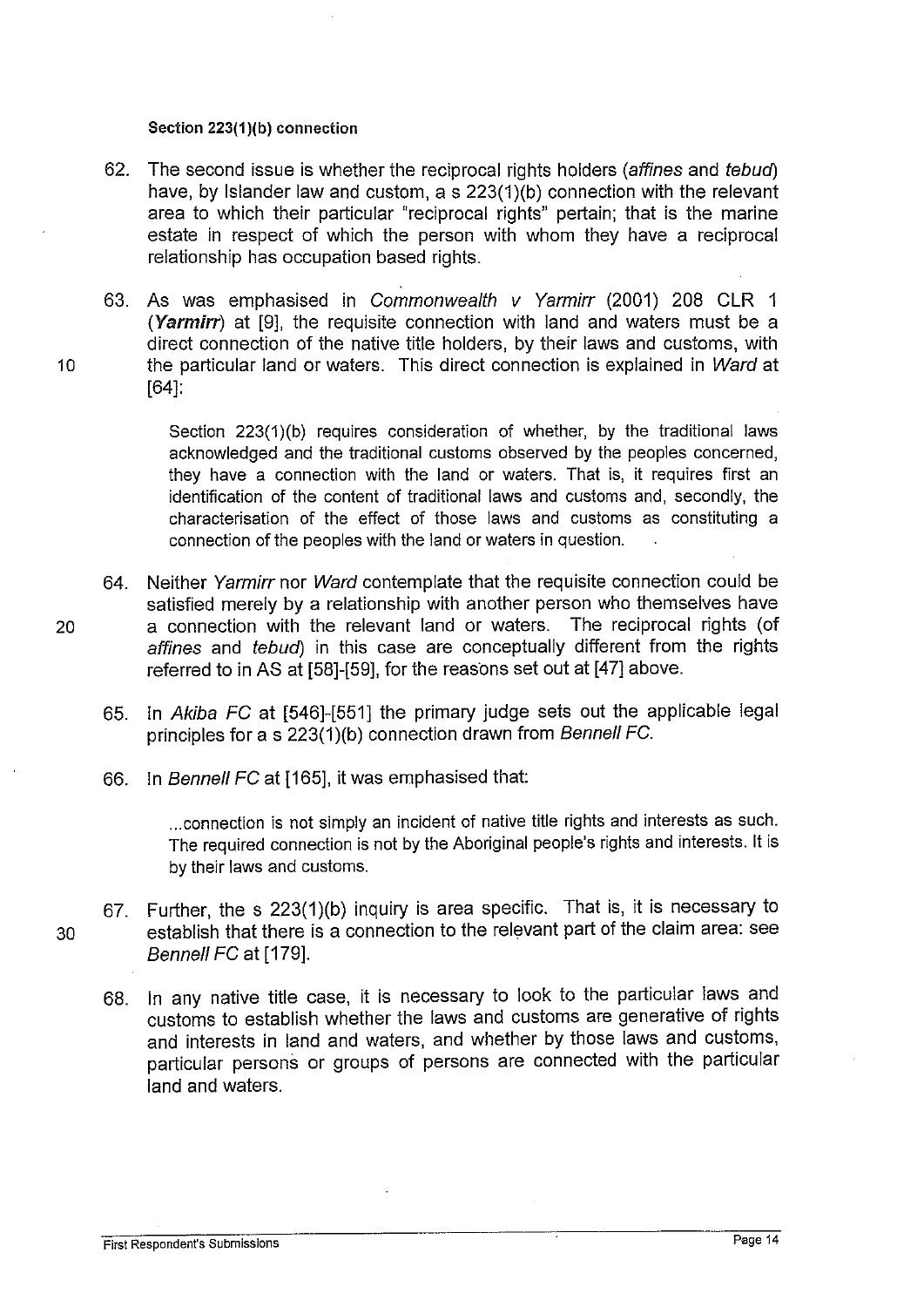**Section 223(1)(b) connection**

62. The second issue is whether the reciprocal rights holders (*affines* and *tebud*) have, by Islander law and custom, a s 223(1)(b) connection with the relevant area to which their particular "reciprocal rights" pertain; that is the marine estate in respect of which the person with whom they have a reciprocal relationship has occupation based rights.

63. As was emphasised in *Commonwealth v Yarmirr* (2001) 208 CLR 1 (***Yarmirr***) at [9], the requisite connection with land and waters must be a direct connection of the native title holders, by their laws and customs, with the particular land or waters. This direct connection is explained in *Ward* at [64]:

   > Section 223(1)(b) requires consideration of whether, by the traditional laws acknowledged and the traditional customs observed by the peoples concerned, they have a connection with the land or waters. That is, it requires first an identification of the content of traditional laws and customs and, secondly, the characterisation of the effect of those laws and customs as constituting a connection of the peoples with the land or waters in question.

64. Neither *Yarmirr* nor *Ward* contemplate that the requisite connection could be satisfied merely by a relationship with another person who themselves have a connection with the relevant land or waters. The reciprocal rights (of *affines* and *tebud*) in this case are conceptually different from the rights referred to in AS at [58]-[59], for the reasons set out at [47] above.

65. In *Akiba FC* at [546]-[551] the primary judge sets out the applicable legal principles for a s 223(1)(b) connection drawn from *Bennell FC*.

66. In *Bennell FC* at [165], it was emphasised that:

   > ...connection is not simply an incident of native title rights and interests as such. The required connection is not by the Aboriginal people's rights and interests. It is by their laws and customs.

67. Further, the s 223(1)(b) inquiry is area specific. That is, it is necessary to establish that there is a connection to the relevant part of the claim area: see *Bennell FC* at [179].

68. In any native title case, it is necessary to look to the particular laws and customs to establish whether the laws and customs are generative of rights and interests in land and waters, and whether by those laws and customs, particular persons or groups of persons are connected with the particular land and waters.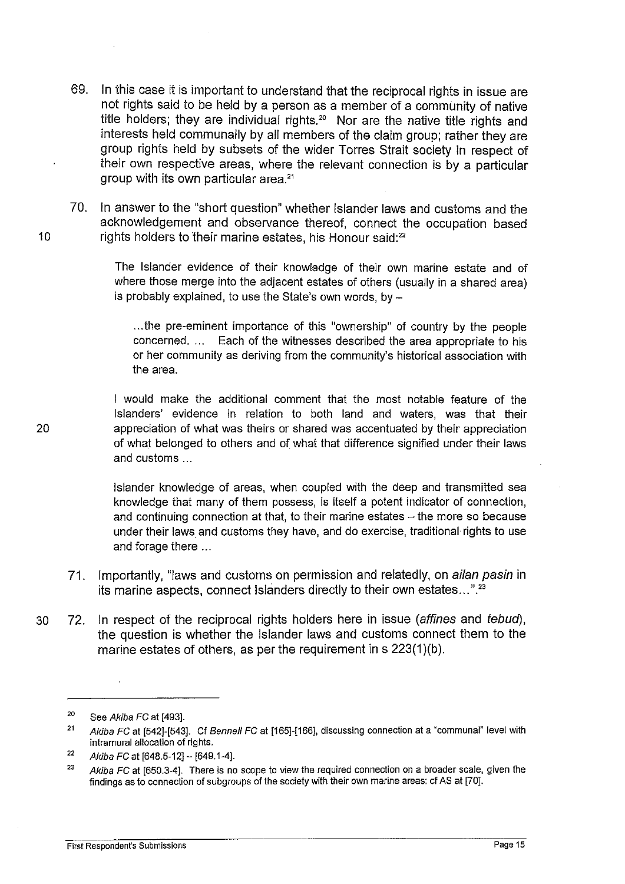69. In this case it is important to understand that the reciprocal rights in issue are not rights said to be held by a person as a member of a community of native title holders; they are individual rights.[20] Nor are the native title rights and interests held communally by all members of the claim group; rather they are group rights held by subsets of the wider Torres Strait society in respect of their own respective areas, where the relevant connection is by a particular group with its own particular area.[21]

70. In answer to the "short question" whether Islander laws and customs and the acknowledgement and observance thereof, connect the occupation based rights holders to their marine estates, his Honour said:[22]

> The Islander evidence of their knowledge of their own marine estate and of where those merge into the adjacent estates of others (usually in a shared area) is probably explained, to use the State's own words, by –
>
> > ...the pre-eminent importance of this "ownership" of country by the people concerned. ... Each of the witnesses described the area appropriate to his or her community as deriving from the community's historical association with the area.
>
> I would make the additional comment that the most notable feature of the Islanders' evidence in relation to both land and waters, was that their appreciation of what was theirs or shared was accentuated by their appreciation of what belonged to others and of what that difference signified under their laws and customs ...
>
> Islander knowledge of areas, when coupled with the deep and transmitted sea knowledge that many of them possess, is itself a potent indicator of connection, and continuing connection at that, to their marine estates – the more so because under their laws and customs they have, and do exercise, traditional rights to use and forage there ...

71. Importantly, "laws and customs on permission and relatedly, on *ailan pasin* in its marine aspects, connect Islanders directly to their own estates...".[23]

72. In respect of the reciprocal rights holders here in issue (*affines* and *tebud*), the question is whether the Islander laws and customs connect them to the marine estates of others, as per the requirement in s 223(1)(b).

---

[20] See *Akiba FC* at [493].

[21] *Akiba FC* at [542]-[543]. Cf *Bennell FC* at [165]-[166], discussing connection at a "communal" level with intramural allocation of rights.

[22] *Akiba FC* at [648.5-12] – [649.1-4].

[23] *Akiba FC* at [650.3-4]. There is no scope to view the required connection on a broader scale, given the findings as to connection of subgroups of the society with their own marine areas: cf AS at [70].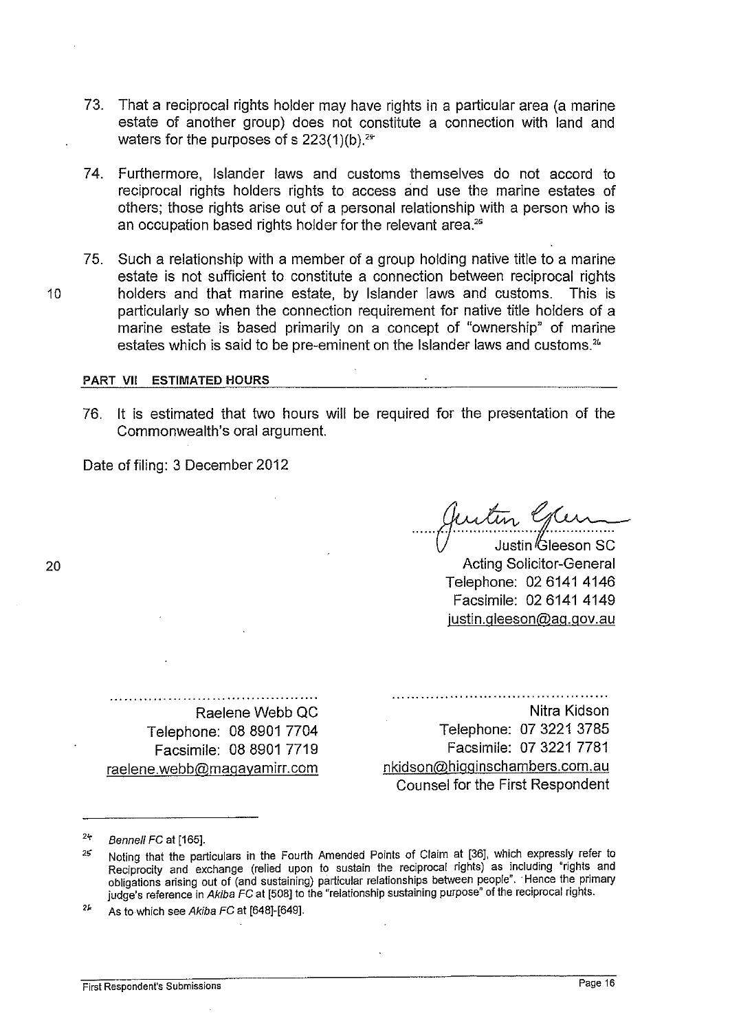73. That a reciprocal rights holder may have rights in a particular area (a marine estate of another group) does not constitute a connection with land and waters for the purposes of s 223(1)(b).[24]

74. Furthermore, Islander laws and customs themselves do not accord to reciprocal rights holders rights to access and use the marine estates of others; those rights arise out of a personal relationship with a person who is an occupation based rights holder for the relevant area.[25]

75. Such a relationship with a member of a group holding native title to a marine estate is not sufficient to constitute a connection between reciprocal rights holders and that marine estate, by Islander laws and customs. This is particularly so when the connection requirement for native title holders of a marine estate is based primarily on a concept of "ownership" of marine estates which is said to be pre-eminent on the Islander laws and customs.[26]

**PART VII ESTIMATED HOURS**

76. It is estimated that two hours will be required for the presentation of the Commonwealth's oral argument.

Date of filing: 3 December 2012

Justin Gleeson SC
Acting Solicitor-General
Telephone: 02 6141 4146
Facsimile: 02 6141 4149
justin.gleeson@ag.gov.au

Raelene Webb QC
Telephone: 08 8901 7704
Facsimile: 08 8901 7719
raelene.webb@magayamirr.com

Nitra Kidson
Telephone: 07 3221 3785
Facsimile: 07 3221 7781
nkidson@higginschambers.com.au
Counsel for the First Respondent

---

[24] *Bennell FC* at [165].

[25] Noting that the particulars in the Fourth Amended Points of Claim at [36], which expressly refer to Reciprocity and exchange (relied upon to sustain the reciprocal rights) as including "rights and obligations arising out of (and sustaining) particular relationships between people". Hence the primary judge's reference in *Akiba FC* at [508] to the "relationship sustaining purpose" of the reciprocal rights.

[26] As to which see *Akiba FC* at [648]-[649].